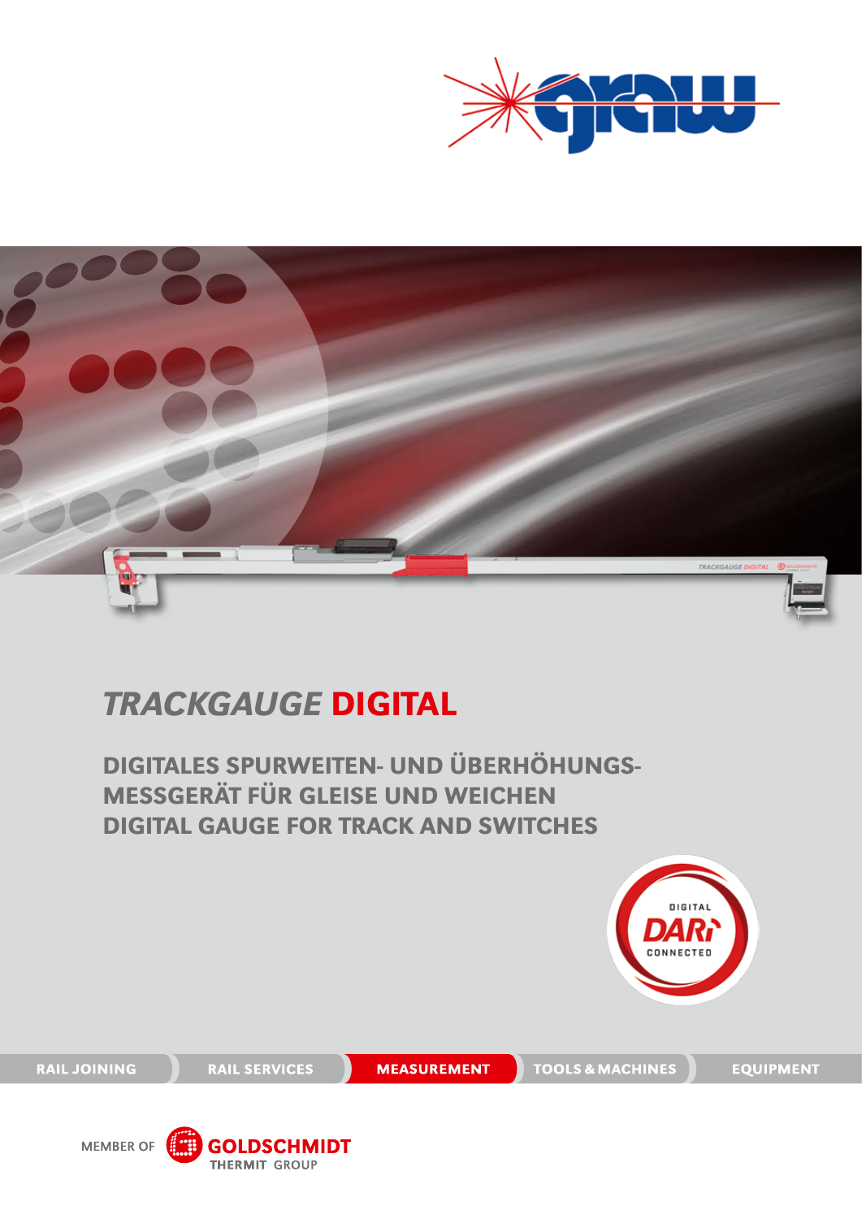# *TRACKGAUGE* **DIGITAL**

## DIGITALES SPURWEITEN- UND ÜBERHÖHUNGS-MESSGERÄT FÜR GLEISE UND WEICHEN
## DIGITAL GAUGE FOR TRACK AND SWITCHES

DIGITAL DARi CONNECTED

RAIL JOINING | RAIL SERVICES | **MEASUREMENT** | TOOLS & MACHINES | EQUIPMENT

MEMBER OF GOLDSCHMIDT THERMIT GROUP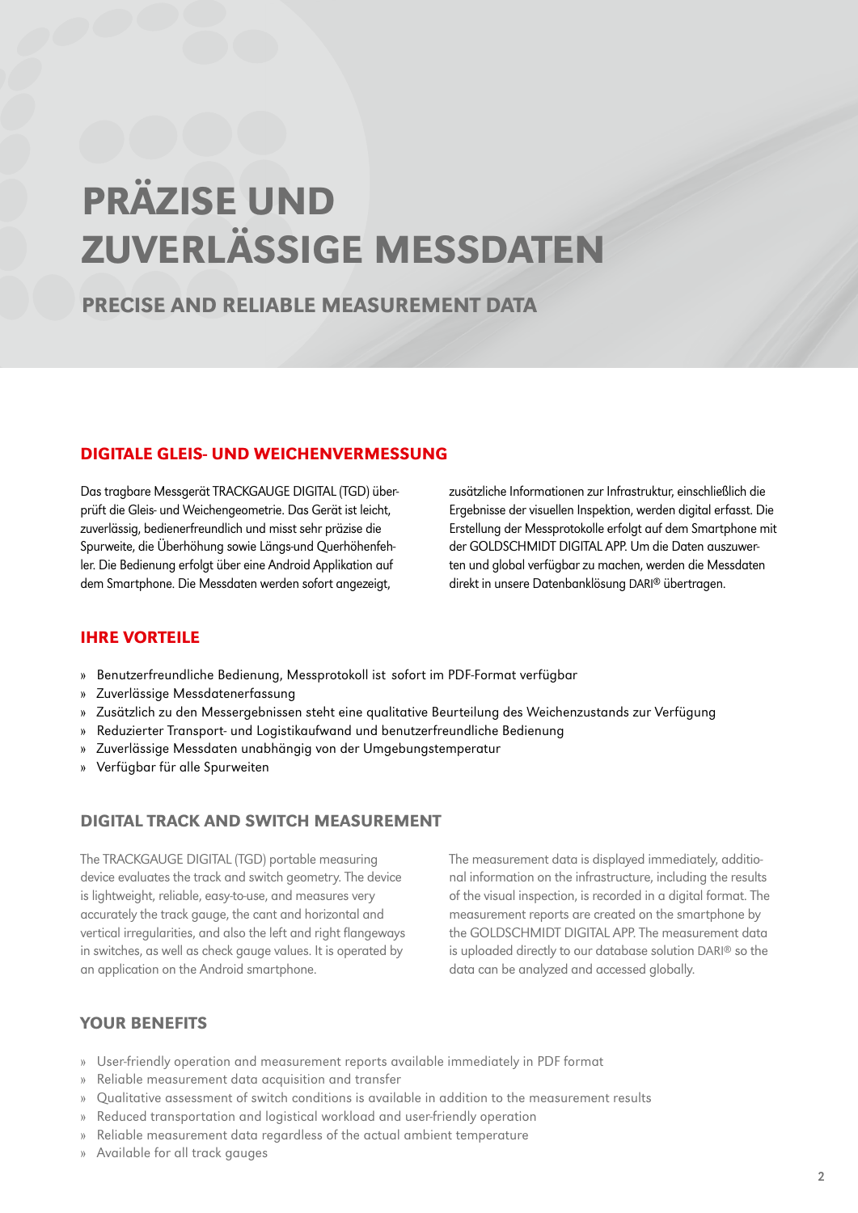# PRÄZISE UND ZUVERLÄSSIGE MESSDATEN

## PRECISE AND RELIABLE MEASUREMENT DATA

### DIGITALE GLEIS- UND WEICHENVERMESSUNG

Das tragbare Messgerät TRACKGAUGE DIGITAL (TGD) überprüft die Gleis- und Weichengeometrie. Das Gerät ist leicht, zuverlässig, bedienerfreundlich und misst sehr präzise die Spurweite, die Überhöhung sowie Längs-und Querhöhenfehler. Die Bedienung erfolgt über eine Android Applikation auf dem Smartphone. Die Messdaten werden sofort angezeigt, zusätzliche Informationen zur Infrastruktur, einschließlich die Ergebnisse der visuellen Inspektion, werden digital erfasst. Die Erstellung der Messprotokolle erfolgt auf dem Smartphone mit der GOLDSCHMIDT DIGITAL APP. Um die Daten auszuwerten und global verfügbar zu machen, werden die Messdaten direkt in unsere Datenbanklösung DARI® übertragen.

### IHRE VORTEILE

- Benutzerfreundliche Bedienung, Messprotokoll ist sofort im PDF-Format verfügbar
- Zuverlässige Messdatenerfassung
- Zusätzlich zu den Messergebnissen steht eine qualitative Beurteilung des Weichenzustands zur Verfügung
- Reduzierter Transport- und Logistikaufwand und benutzerfreundliche Bedienung
- Zuverlässige Messdaten unabhängig von der Umgebungstemperatur
- Verfügbar für alle Spurweiten

### DIGITAL TRACK AND SWITCH MEASUREMENT

The TRACKGAUGE DIGITAL (TGD) portable measuring device evaluates the track and switch geometry. The device is lightweight, reliable, easy-to-use, and measures very accurately the track gauge, the cant and horizontal and vertical irregularities, and also the left and right flangeways in switches, as well as check gauge values. It is operated by an application on the Android smartphone. The measurement data is displayed immediately, additional information on the infrastructure, including the results of the visual inspection, is recorded in a digital format. The measurement reports are created on the smartphone by the GOLDSCHMIDT DIGITAL APP. The measurement data is uploaded directly to our database solution DARI® so the data can be analyzed and accessed globally.

### YOUR BENEFITS

- User-friendly operation and measurement reports available immediately in PDF format
- Reliable measurement data acquisition and transfer
- Qualitative assessment of switch conditions is available in addition to the measurement results
- Reduced transportation and logistical workload and user-friendly operation
- Reliable measurement data regardless of the actual ambient temperature
- Available for all track gauges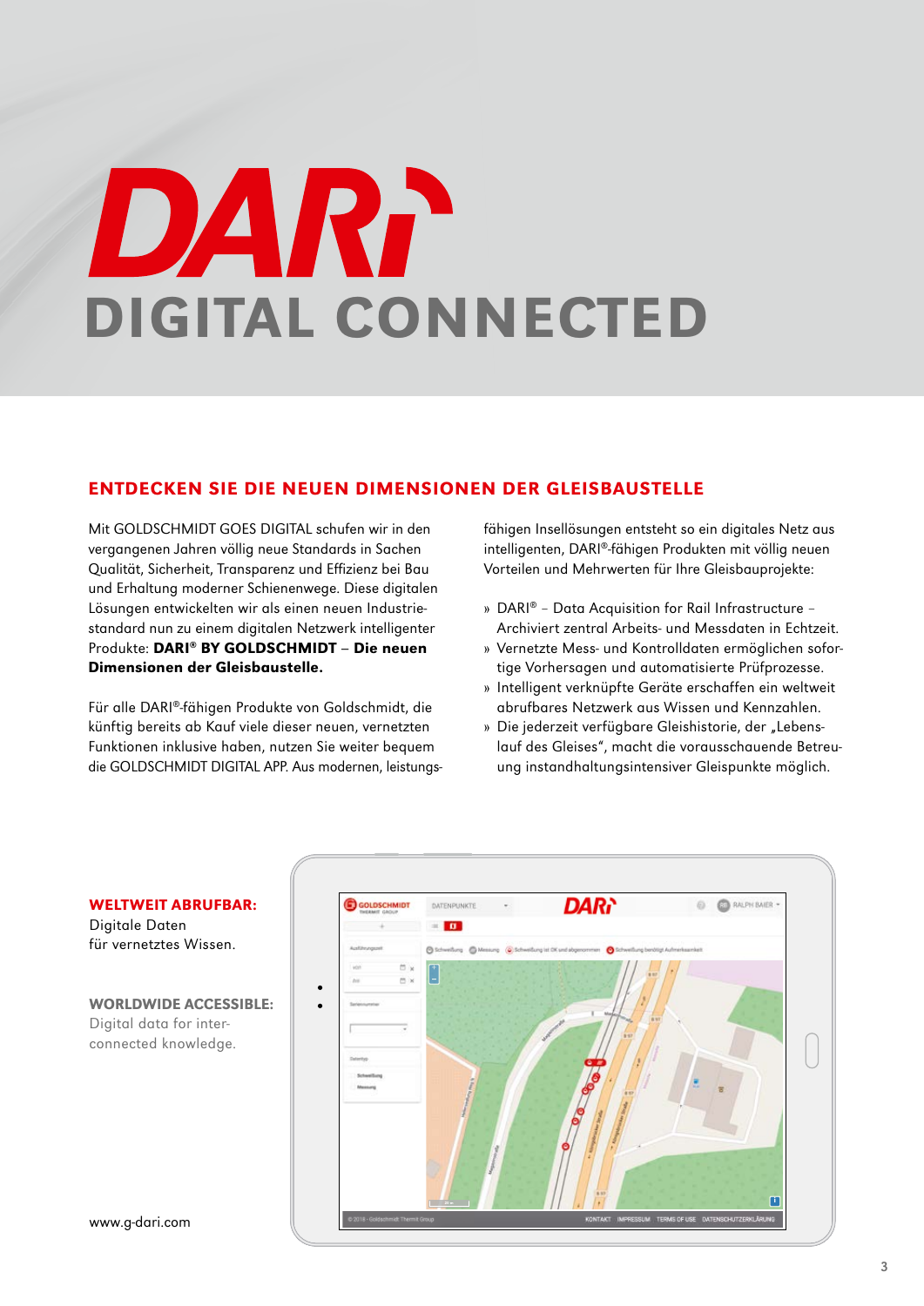# DARI

## DIGITAL CONNECTED

## ENTDECKEN SIE DIE NEUEN DIMENSIONEN DER GLEISBAUSTELLE

Mit GOLDSCHMIDT GOES DIGITAL schufen wir in den vergangenen Jahren völlig neue Standards in Sachen Qualität, Sicherheit, Transparenz und Effizienz bei Bau und Erhaltung moderner Schienenwege. Diese digitalen Lösungen entwickelten wir als einen neuen Industriestandard nun zu einem digitalen Netzwerk intelligenter Produkte: **DARI® BY GOLDSCHMIDT – Die neuen Dimensionen der Gleisbaustelle.**

Für alle DARI®-fähigen Produkte von Goldschmidt, die künftig bereits ab Kauf viele dieser neuen, vernetzten Funktionen inklusive haben, nutzen Sie weiter bequem die GOLDSCHMIDT DIGITAL APP. Aus modernen, leistungsfähigen Insellösungen entsteht so ein digitales Netz aus intelligenten, DARI®-fähigen Produkten mit völlig neuen Vorteilen und Mehrwerten für Ihre Gleisbauprojekte:

- DARI® – Data Acquisition for Rail Infrastructure – Archiviert zentral Arbeits- und Messdaten in Echtzeit.
- Vernetzte Mess- und Kontrolldaten ermöglichen sofortige Vorhersagen und automatisierte Prüfprozesse.
- Intelligent verknüpfte Geräte erschaffen ein weltweit abrufbares Netzwerk aus Wissen und Kennzahlen.
- Die jederzeit verfügbare Gleishistorie, der „Lebenslauf des Gleises", macht die vorausschauende Betreuung instandhaltungsintensiver Gleispunkte möglich.

**WELTWEIT ABRUFBAR:**
Digitale Daten für vernetztes Wissen.

**WORLDWIDE ACCESSIBLE:**
Digital data for interconnected knowledge.

www.g-dari.com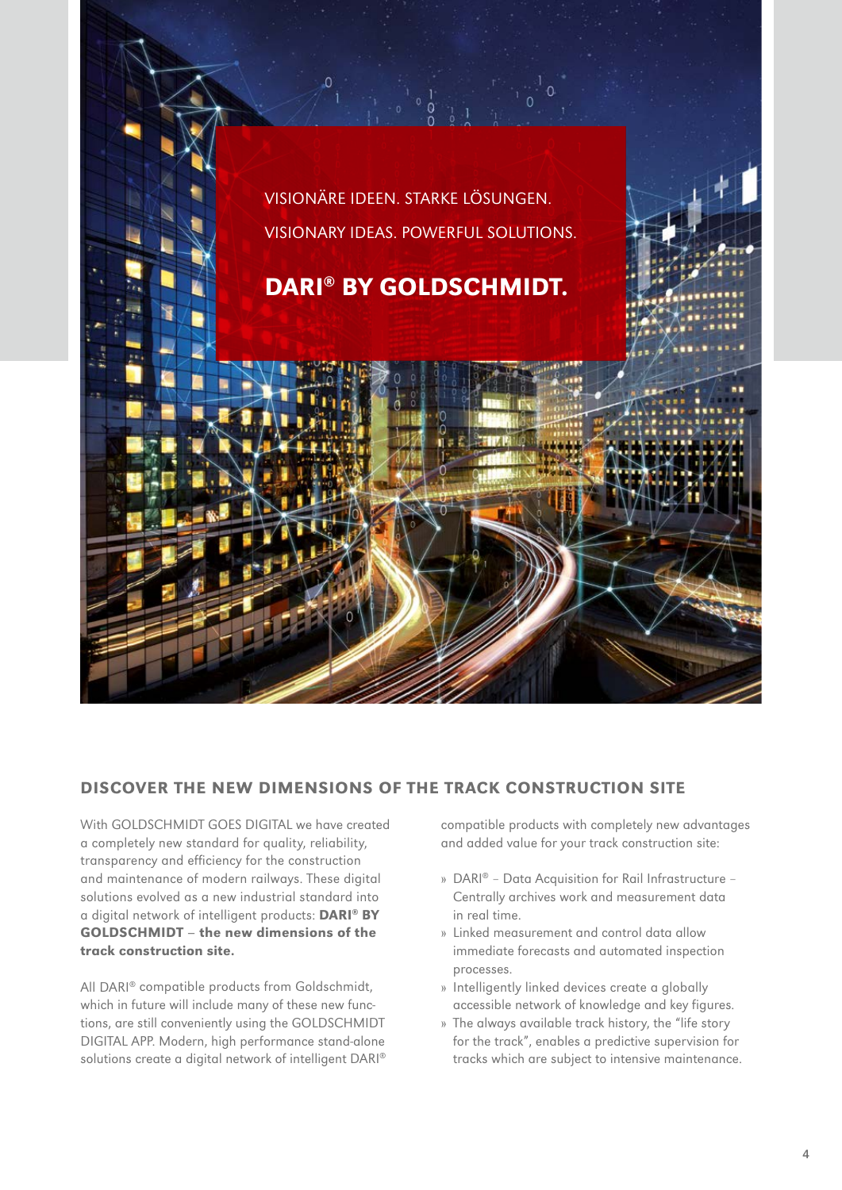VISIONÄRE IDEEN. STARKE LÖSUNGEN.

VISIONARY IDEAS. POWERFUL SOLUTIONS.

**DARI® BY GOLDSCHMIDT.**

## DISCOVER THE NEW DIMENSIONS OF THE TRACK CONSTRUCTION SITE

With GOLDSCHMIDT GOES DIGITAL we have created a completely new standard for quality, reliability, transparency and efficiency for the construction and maintenance of modern railways. These digital solutions evolved as a new industrial standard into a digital network of intelligent products: **DARI® BY GOLDSCHMIDT – the new dimensions of the track construction site.**

All DARI® compatible products from Goldschmidt, which in future will include many of these new functions, are still conveniently using the GOLDSCHMIDT DIGITAL APP. Modern, high performance stand-alone solutions create a digital network of intelligent DARI® compatible products with completely new advantages and added value for your track construction site:

- DARI® – Data Acquisition for Rail Infrastructure – Centrally archives work and measurement data in real time.
- Linked measurement and control data allow immediate forecasts and automated inspection processes.
- Intelligently linked devices create a globally accessible network of knowledge and key figures.
- The always available track history, the "life story for the track", enables a predictive supervision for tracks which are subject to intensive maintenance.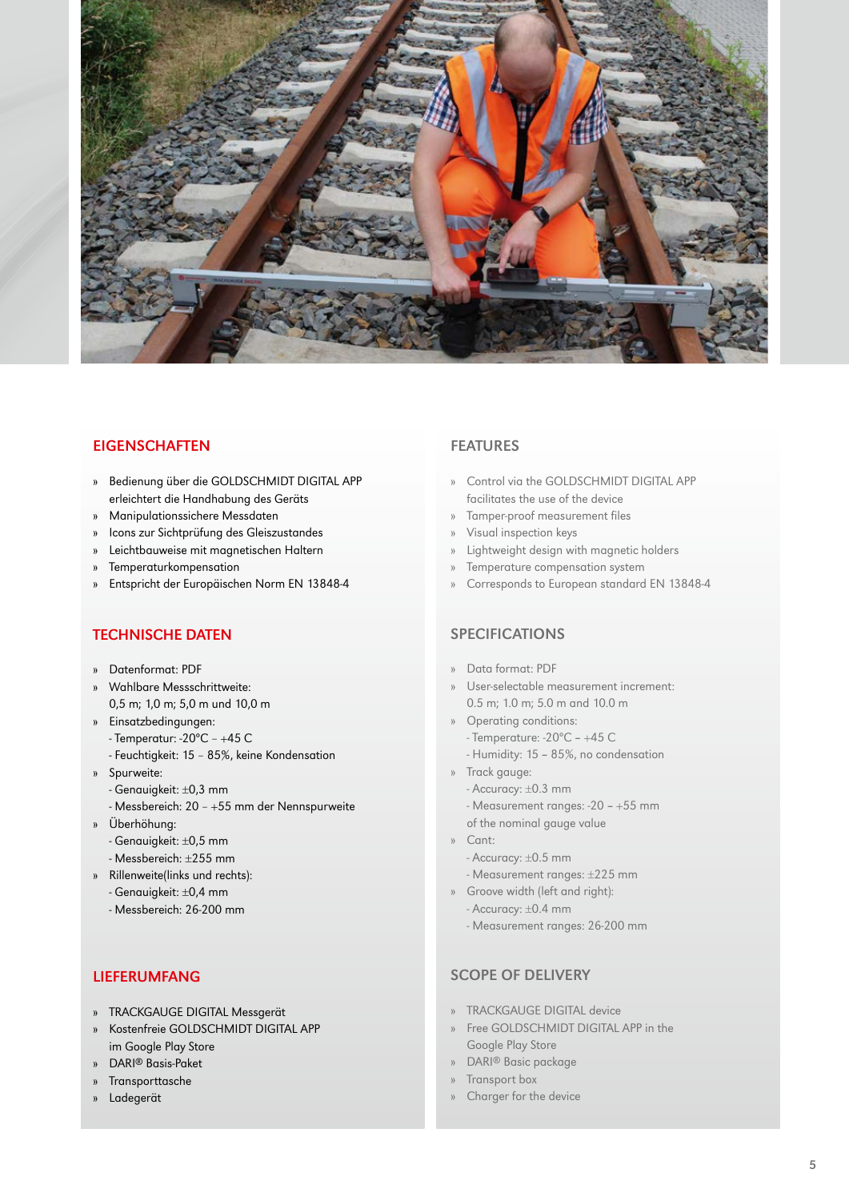## EIGENSCHAFTEN

- Bedienung über die GOLDSCHMIDT DIGITAL APP erleichtert die Handhabung des Geräts
- Manipulationssichere Messdaten
- Icons zur Sichtprüfung des Gleiszustandes
- Leichtbauweise mit magnetischen Haltern
- Temperaturkompensation
- Entspricht der Europäischen Norm EN 13848-4

## TECHNISCHE DATEN

- Datenformat: PDF
- Wahlbare Messschrittweite: 0,5 m; 1,0 m; 5,0 m und 10,0 m
- Einsatzbedingungen:
  - Temperatur: -20°C – +45 C
  - Feuchtigkeit: 15 – 85%, keine Kondensation
- Spurweite:
  - Genauigkeit: ±0,3 mm
  - Messbereich: 20 – +55 mm der Nennspurweite
- Überhöhung:
  - Genauigkeit: ±0,5 mm
  - Messbereich: ±255 mm
- Rillenweite(links und rechts):
  - Genauigkeit: ±0,4 mm
  - Messbereich: 26-200 mm

## LIEFERUMFANG

- TRACKGAUGE DIGITAL Messgerät
- Kostenfreie GOLDSCHMIDT DIGITAL APP im Google Play Store
- DARI® Basis-Paket
- Transporttasche
- Ladegerät

## FEATURES

- Control via the GOLDSCHMIDT DIGITAL APP facilitates the use of the device
- Tamper-proof measurement files
- Visual inspection keys
- Lightweight design with magnetic holders
- Temperature compensation system
- Corresponds to European standard EN 13848-4

## SPECIFICATIONS

- Data format: PDF
- User-selectable measurement increment: 0.5 m; 1.0 m; 5.0 m and 10.0 m
- Operating conditions:
  - Temperature: -20°C – +45 C
  - Humidity: 15 – 85%, no condensation
- Track gauge:
  - Accuracy: ±0.3 mm
  - Measurement ranges: -20 – +55 mm of the nominal gauge value
- Cant:
  - Accuracy: ±0.5 mm
  - Measurement ranges: ±225 mm
- Groove width (left and right):
  - Accuracy: ±0.4 mm
  - Measurement ranges: 26-200 mm

## SCOPE OF DELIVERY

- TRACKGAUGE DIGITAL device
- Free GOLDSCHMIDT DIGITAL APP in the Google Play Store
- DARI® Basic package
- Transport box
- Charger for the device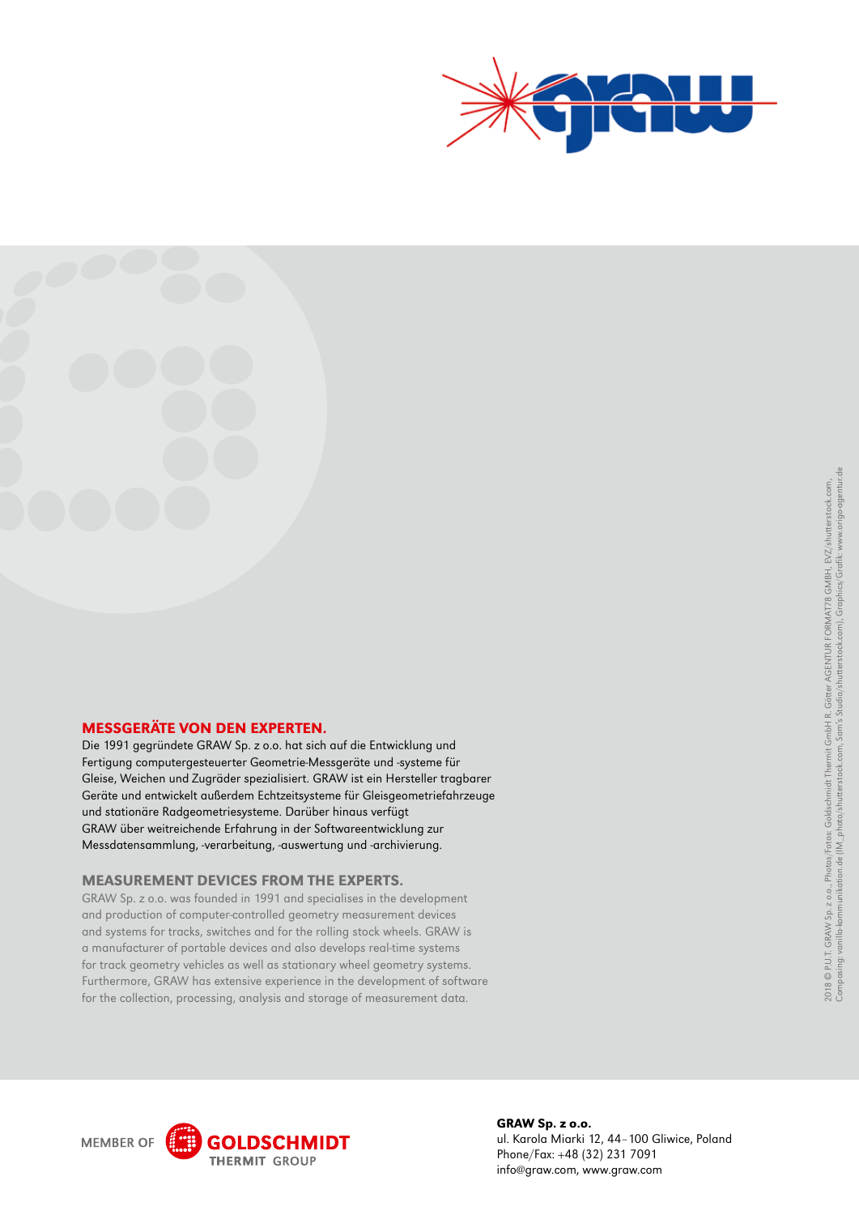## MESSGERÄTE VON DEN EXPERTEN.

Die 1991 gegründete GRAW Sp. z o.o. hat sich auf die Entwicklung und Fertigung computergesteuerter Geometrie-Messgeräte und -systeme für Gleise, Weichen und Zugräder spezialisiert. GRAW ist ein Hersteller tragbarer Geräte und entwickelt außerdem Echtzeitsysteme für Gleisgeometriefahrzeuge und stationäre Radgeometriesysteme. Darüber hinaus verfügt GRAW über weitreichende Erfahrung in der Softwareentwicklung zur Messdatensammlung, -verarbeitung, -auswertung und -archivierung.

## MEASUREMENT DEVICES FROM THE EXPERTS.

GRAW Sp. z o.o. was founded in 1991 and specialises in the development and production of computer-controlled geometry measurement devices and systems for tracks, switches and for the rolling stock wheels. GRAW is a manufacturer of portable devices and also develops real-time systems for track geometry vehicles as well as stationary wheel geometry systems. Furthermore, GRAW has extensive experience in the development of software for the collection, processing, analysis and storage of measurement data.

2018 © P.U.T. GRAW Sp. z o.o., Photos/Fotos: Goldschmidt Thermit GmbH R. Götter AGENTUR FORMAT78 GMBH, EVZ/shutterstock.com, Composing: vanilla-kommunikation.de (IM_photo/shutterstock.com, Sam's Studio/shutterstock.com), Graphics/Grafik: www.origo-agentur.de

MEMBER OF GOLDSCHMIDT THERMIT GROUP

**GRAW Sp. z o.o.**
ul. Karola Miarki 12, 44–100 Gliwice, Poland
Phone/Fax: +48 (32) 231 7091
info@graw.com, www.graw.com